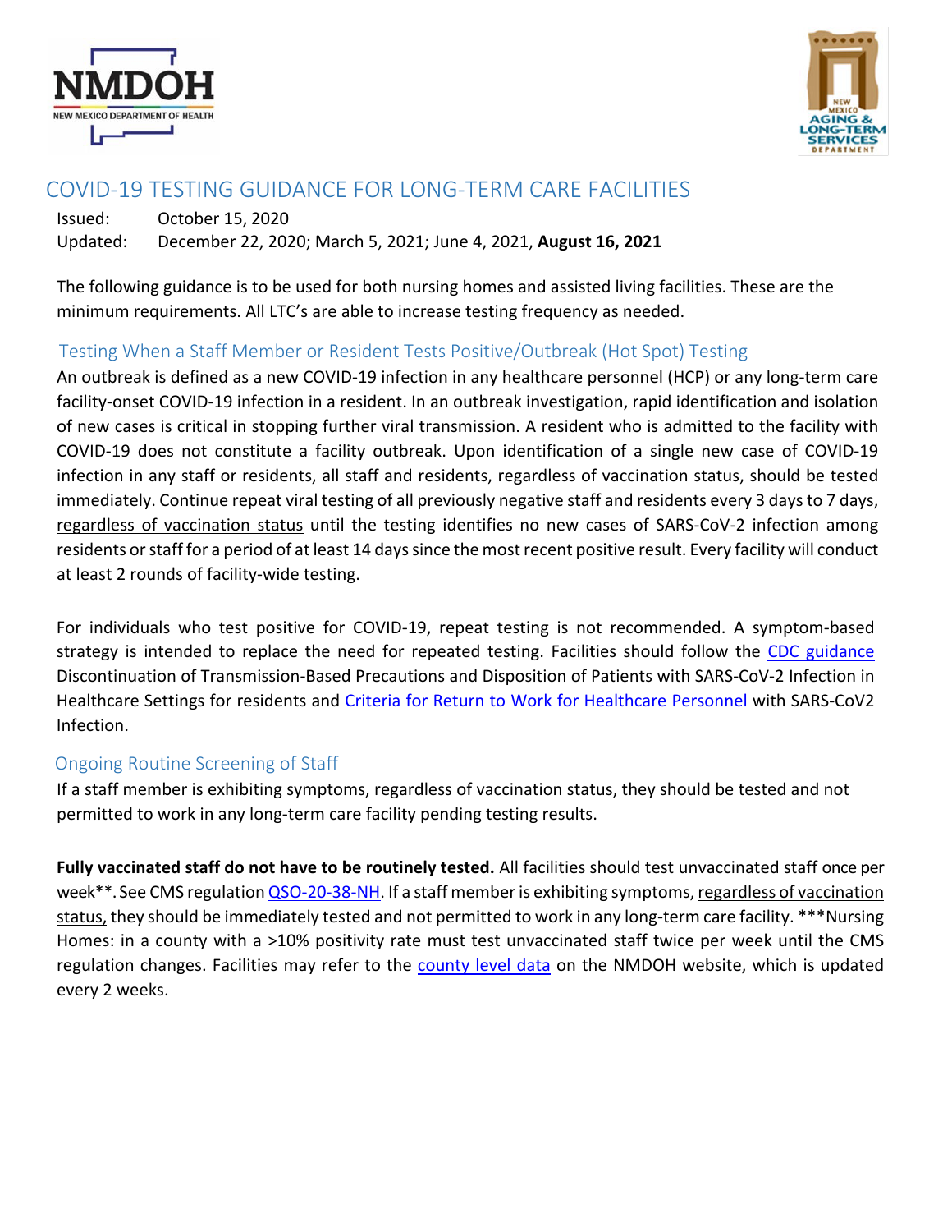# COVID-19 TESTING GUIDANCE FOR LONG-TERM CARE FACILITIES

Issued: October 15, 2020
Updated: December 22, 2020; March 5, 2021; June 4, 2021, **August 16, 2021**

The following guidance is to be used for both nursing homes and assisted living facilities. These are the minimum requirements. All LTC's are able to increase testing frequency as needed.

## Testing When a Staff Member or Resident Tests Positive/Outbreak (Hot Spot) Testing

An outbreak is defined as a new COVID-19 infection in any healthcare personnel (HCP) or any long-term care facility-onset COVID-19 infection in a resident. In an outbreak investigation, rapid identification and isolation of new cases is critical in stopping further viral transmission. A resident who is admitted to the facility with COVID-19 does not constitute a facility outbreak. Upon identification of a single new case of COVID-19 infection in any staff or residents, all staff and residents, regardless of vaccination status, should be tested immediately. Continue repeat viral testing of all previously negative staff and residents every 3 days to 7 days, regardless of vaccination status until the testing identifies no new cases of SARS-CoV-2 infection among residents or staff for a period of at least 14 days since the most recent positive result. Every facility will conduct at least 2 rounds of facility-wide testing.

For individuals who test positive for COVID-19, repeat testing is not recommended. A symptom-based strategy is intended to replace the need for repeated testing. Facilities should follow the CDC guidance Discontinuation of Transmission-Based Precautions and Disposition of Patients with SARS-CoV-2 Infection in Healthcare Settings for residents and Criteria for Return to Work for Healthcare Personnel with SARS-CoV2 Infection.

## Ongoing Routine Screening of Staff

If a staff member is exhibiting symptoms, regardless of vaccination status, they should be tested and not permitted to work in any long-term care facility pending testing results.

**Fully vaccinated staff do not have to be routinely tested.** All facilities should test unvaccinated staff once per week**. See CMS regulation QSO-20-38-NH. If a staff member is exhibiting symptoms, regardless of vaccination status, they should be immediately tested and not permitted to work in any long-term care facility. ***Nursing Homes: in a county with a >10% positivity rate must test unvaccinated staff twice per week until the CMS regulation changes. Facilities may refer to the county level data on the NMDOH website, which is updated every 2 weeks.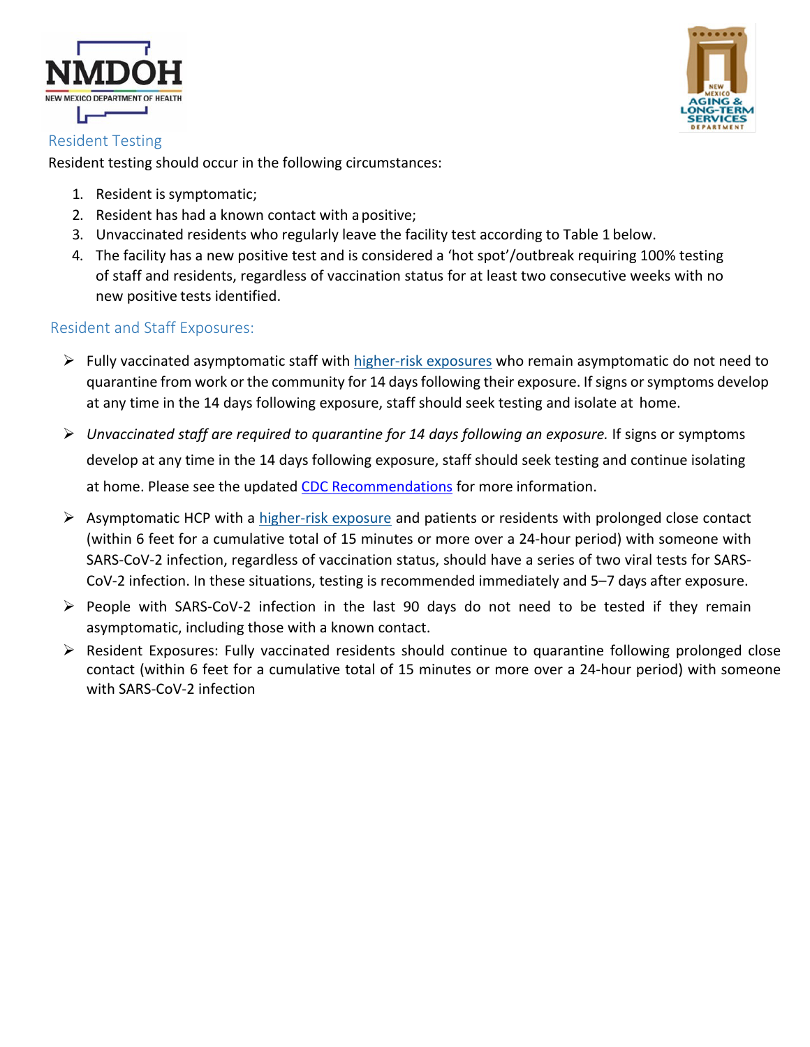## Resident Testing

Resident testing should occur in the following circumstances:

1. Resident is symptomatic;
2. Resident has had a known contact with a positive;
3. Unvaccinated residents who regularly leave the facility test according to Table 1 below.
4. The facility has a new positive test and is considered a 'hot spot'/outbreak requiring 100% testing of staff and residents, regardless of vaccination status for at least two consecutive weeks with no new positive tests identified.

## Resident and Staff Exposures:

- Fully vaccinated asymptomatic staff with higher-risk exposures who remain asymptomatic do not need to quarantine from work or the community for 14 days following their exposure. If signs or symptoms develop at any time in the 14 days following exposure, staff should seek testing and isolate at home.
- *Unvaccinated staff are required to quarantine for 14 days following an exposure.* If signs or symptoms develop at any time in the 14 days following exposure, staff should seek testing and continue isolating at home. Please see the updated CDC Recommendations for more information.
- Asymptomatic HCP with a higher-risk exposure and patients or residents with prolonged close contact (within 6 feet for a cumulative total of 15 minutes or more over a 24-hour period) with someone with SARS-CoV-2 infection, regardless of vaccination status, should have a series of two viral tests for SARS-CoV-2 infection. In these situations, testing is recommended immediately and 5–7 days after exposure.
- People with SARS-CoV-2 infection in the last 90 days do not need to be tested if they remain asymptomatic, including those with a known contact.
- Resident Exposures: Fully vaccinated residents should continue to quarantine following prolonged close contact (within 6 feet for a cumulative total of 15 minutes or more over a 24-hour period) with someone with SARS-CoV-2 infection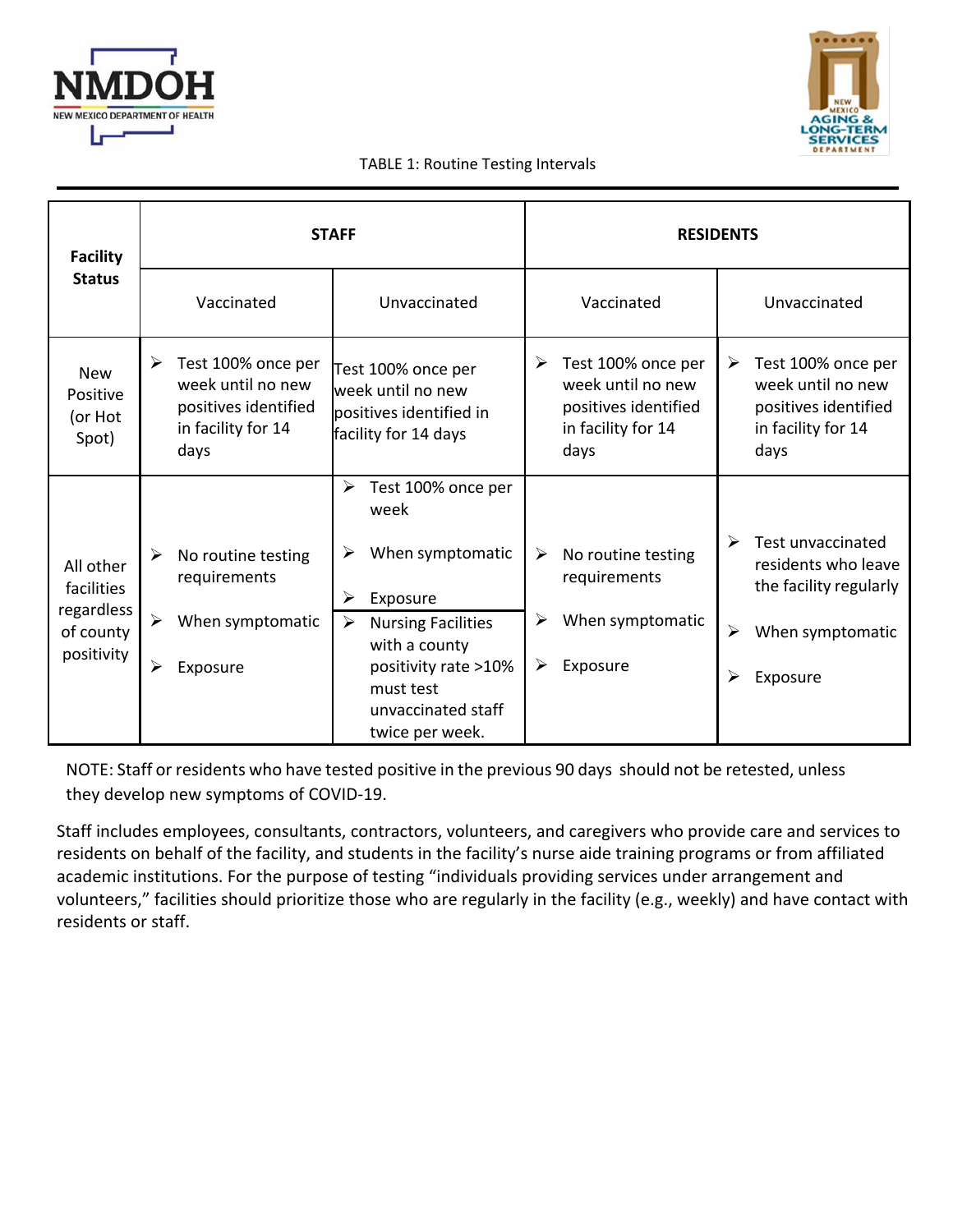TABLE 1: Routine Testing Intervals

| Facility Status | STAFF | | RESIDENTS | |
|---|---|---|---|---|
| | Vaccinated | Unvaccinated | Vaccinated | Unvaccinated |
| New Positive (or Hot Spot) | ➢ Test 100% once per week until no new positives identified in facility for 14 days | Test 100% once per week until no new positives identified in facility for 14 days | ➢ Test 100% once per week until no new positives identified in facility for 14 days | ➢ Test 100% once per week until no new positives identified in facility for 14 days |
| All other facilities regardless of county positivity | ➢ No routine testing requirements<br>➢ When symptomatic<br>➢ Exposure | ➢ Test 100% once per week<br>➢ When symptomatic<br>➢ Exposure<br>➢ Nursing Facilities with a county positivity rate >10% must test unvaccinated staff twice per week. | ➢ No routine testing requirements<br>➢ When symptomatic<br>➢ Exposure | ➢ Test unvaccinated residents who leave the facility regularly<br>➢ When symptomatic<br>➢ Exposure |

NOTE: Staff or residents who have tested positive in the previous 90 days should not be retested, unless they develop new symptoms of COVID-19.

Staff includes employees, consultants, contractors, volunteers, and caregivers who provide care and services to residents on behalf of the facility, and students in the facility's nurse aide training programs or from affiliated academic institutions. For the purpose of testing "individuals providing services under arrangement and volunteers," facilities should prioritize those who are regularly in the facility (e.g., weekly) and have contact with residents or staff.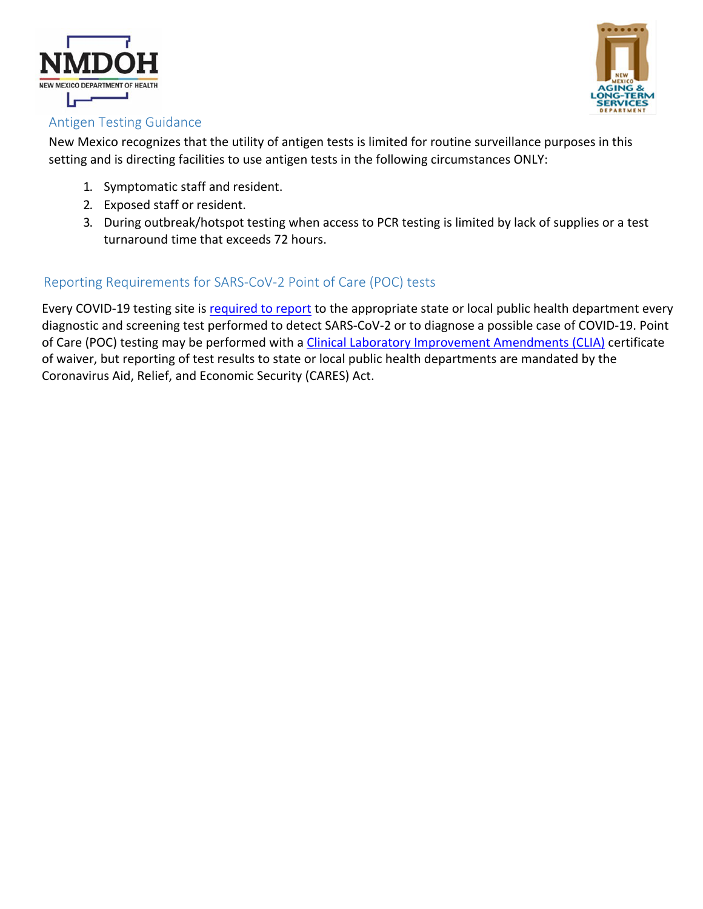## Antigen Testing Guidance

New Mexico recognizes that the utility of antigen tests is limited for routine surveillance purposes in this setting and is directing facilities to use antigen tests in the following circumstances ONLY:

1. Symptomatic staff and resident.
2. Exposed staff or resident.
3. During outbreak/hotspot testing when access to PCR testing is limited by lack of supplies or a test turnaround time that exceeds 72 hours.

## Reporting Requirements for SARS-CoV-2 Point of Care (POC) tests

Every COVID-19 testing site is required to report to the appropriate state or local public health department every diagnostic and screening test performed to detect SARS-CoV-2 or to diagnose a possible case of COVID-19. Point of Care (POC) testing may be performed with a Clinical Laboratory Improvement Amendments (CLIA) certificate of waiver, but reporting of test results to state or local public health departments are mandated by the Coronavirus Aid, Relief, and Economic Security (CARES) Act.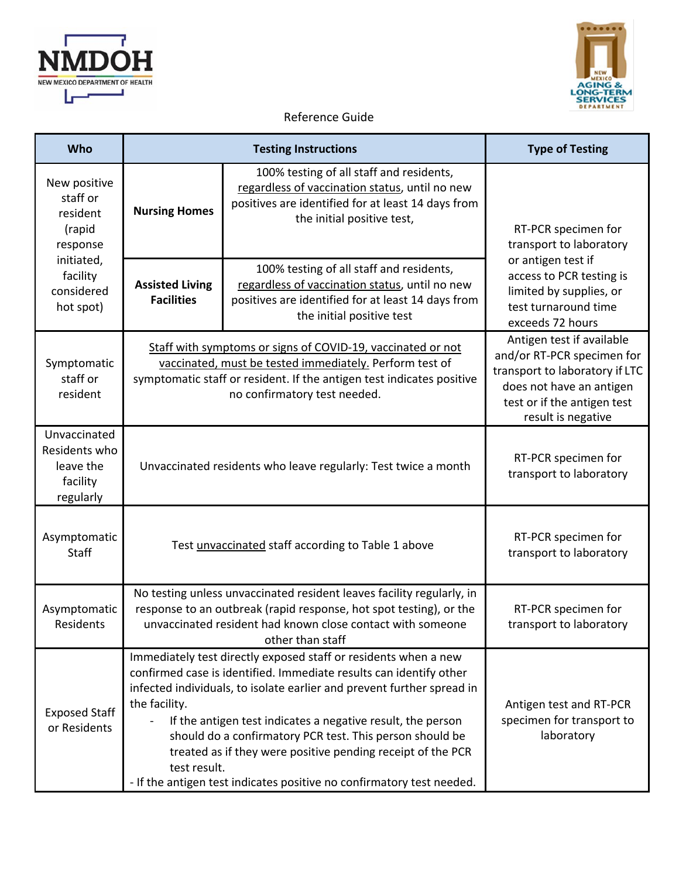Reference Guide

| Who | Testing Instructions | | Type of Testing |
|---|---|---|---|
| New positive staff or resident (rapid response initiated, facility considered hot spot) | **Nursing Homes** | 100% testing of all staff and residents, regardless of vaccination status, until no new positives are identified for at least 14 days from the initial positive test, | RT-PCR specimen for transport to laboratory or antigen test if access to PCR testing is limited by supplies, or test turnaround time exceeds 72 hours |
| | **Assisted Living Facilities** | 100% testing of all staff and residents, regardless of vaccination status, until no new positives are identified for at least 14 days from the initial positive test | |
| Symptomatic staff or resident | Staff with symptoms or signs of COVID-19, vaccinated or not vaccinated, must be tested immediately. Perform test of symptomatic staff or resident. If the antigen test indicates positive no confirmatory test needed. | | Antigen test if available and/or RT-PCR specimen for transport to laboratory if LTC does not have an antigen test or if the antigen test result is negative |
| Unvaccinated Residents who leave the facility regularly | Unvaccinated residents who leave regularly: Test twice a month | | RT-PCR specimen for transport to laboratory |
| Asymptomatic Staff | Test unvaccinated staff according to Table 1 above | | RT-PCR specimen for transport to laboratory |
| Asymptomatic Residents | No testing unless unvaccinated resident leaves facility regularly, in response to an outbreak (rapid response, hot spot testing), or the unvaccinated resident had known close contact with someone other than staff | | RT-PCR specimen for transport to laboratory |
| Exposed Staff or Residents | Immediately test directly exposed staff or residents when a new confirmed case is identified. Immediate results can identify other infected individuals, to isolate earlier and prevent further spread in the facility. <br> - If the antigen test indicates a negative result, the person should do a confirmatory PCR test. This person should be treated as if they were positive pending receipt of the PCR test result. <br> - If the antigen test indicates positive no confirmatory test needed. | | Antigen test and RT-PCR specimen for transport to laboratory |